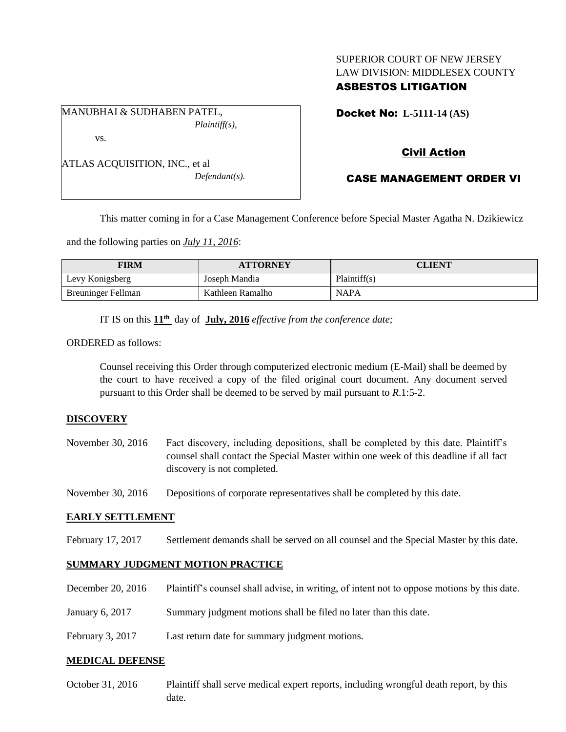SUPERIOR COURT OF NEW JERSEY
LAW DIVISION: MIDDLESEX COUNTY
**ASBESTOS LITIGATION**

MANUBHAI & SUDHABEN PATEL,
*Plaintiff(s),*

vs.

ATLAS ACQUISITION, INC., et al
*Defendant(s).*

**Docket No: L-5111-14 (AS)**

**Civil Action**

**CASE MANAGEMENT ORDER VI**

This matter coming in for a Case Management Conference before Special Master Agatha N. Dzikiewicz and the following parties on *July 11, 2016*:

| FIRM | ATTORNEY | CLIENT |
|---|---|---|
| Levy Konigsberg | Joseph Mandia | Plaintiff(s) |
| Breuninger Fellman | Kathleen Ramalho | NAPA |

IT IS on this **11th** day of **July, 2016** *effective from the conference date;*

ORDERED as follows:

Counsel receiving this Order through computerized electronic medium (E-Mail) shall be deemed by the court to have received a copy of the filed original court document. Any document served pursuant to this Order shall be deemed to be served by mail pursuant to *R*.1:5-2.

**DISCOVERY**

November 30, 2016 — Fact discovery, including depositions, shall be completed by this date. Plaintiff's counsel shall contact the Special Master within one week of this deadline if all fact discovery is not completed.

November 30, 2016 — Depositions of corporate representatives shall be completed by this date.

**EARLY SETTLEMENT**

February 17, 2017 — Settlement demands shall be served on all counsel and the Special Master by this date.

**SUMMARY JUDGMENT MOTION PRACTICE**

December 20, 2016 — Plaintiff's counsel shall advise, in writing, of intent not to oppose motions by this date.

January 6, 2017 — Summary judgment motions shall be filed no later than this date.

February 3, 2017 — Last return date for summary judgment motions.

**MEDICAL DEFENSE**

October 31, 2016 — Plaintiff shall serve medical expert reports, including wrongful death report, by this date.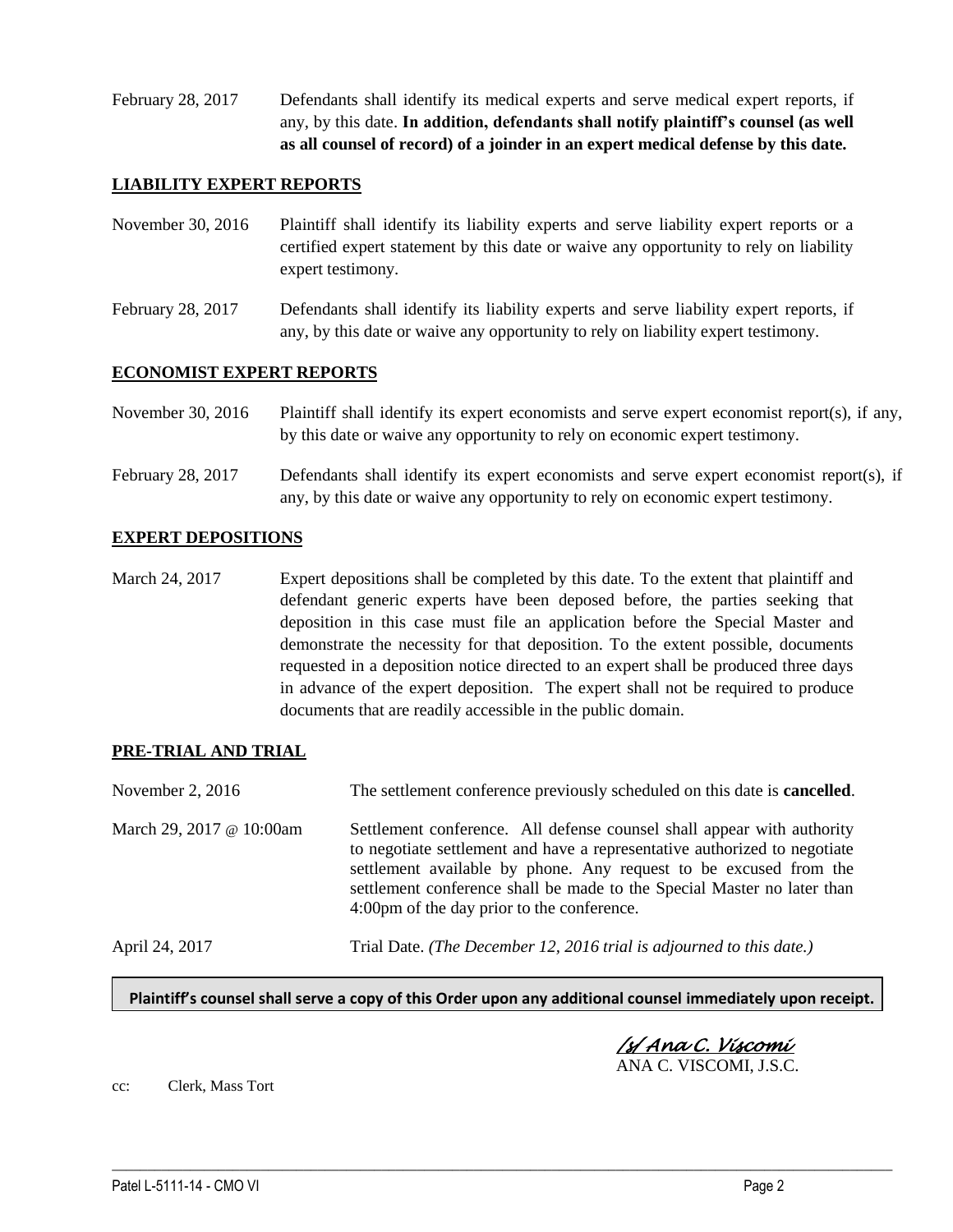February 28, 2017 Defendants shall identify its medical experts and serve medical expert reports, if any, by this date. **In addition, defendants shall notify plaintiff's counsel (as well as all counsel of record) of a joinder in an expert medical defense by this date.**

## LIABILITY EXPERT REPORTS

November 30, 2016 Plaintiff shall identify its liability experts and serve liability expert reports or a certified expert statement by this date or waive any opportunity to rely on liability expert testimony.

February 28, 2017 Defendants shall identify its liability experts and serve liability expert reports, if any, by this date or waive any opportunity to rely on liability expert testimony.

## ECONOMIST EXPERT REPORTS

November 30, 2016 Plaintiff shall identify its expert economists and serve expert economist report(s), if any, by this date or waive any opportunity to rely on economic expert testimony.

February 28, 2017 Defendants shall identify its expert economists and serve expert economist report(s), if any, by this date or waive any opportunity to rely on economic expert testimony.

## EXPERT DEPOSITIONS

March 24, 2017 Expert depositions shall be completed by this date. To the extent that plaintiff and defendant generic experts have been deposed before, the parties seeking that deposition in this case must file an application before the Special Master and demonstrate the necessity for that deposition. To the extent possible, documents requested in a deposition notice directed to an expert shall be produced three days in advance of the expert deposition. The expert shall not be required to produce documents that are readily accessible in the public domain.

## PRE-TRIAL AND TRIAL

November 2, 2016 The settlement conference previously scheduled on this date is **cancelled**.

March 29, 2017 @ 10:00am Settlement conference. All defense counsel shall appear with authority to negotiate settlement and have a representative authorized to negotiate settlement available by phone. Any request to be excused from the settlement conference shall be made to the Special Master no later than 4:00pm of the day prior to the conference.

April 24, 2017 Trial Date. *(The December 12, 2016 trial is adjourned to this date.)*

**Plaintiff's counsel shall serve a copy of this Order upon any additional counsel immediately upon receipt.**

*/s/ Ana C. Viscomi*
ANA C. VISCOMI, J.S.C.

cc: Clerk, Mass Tort